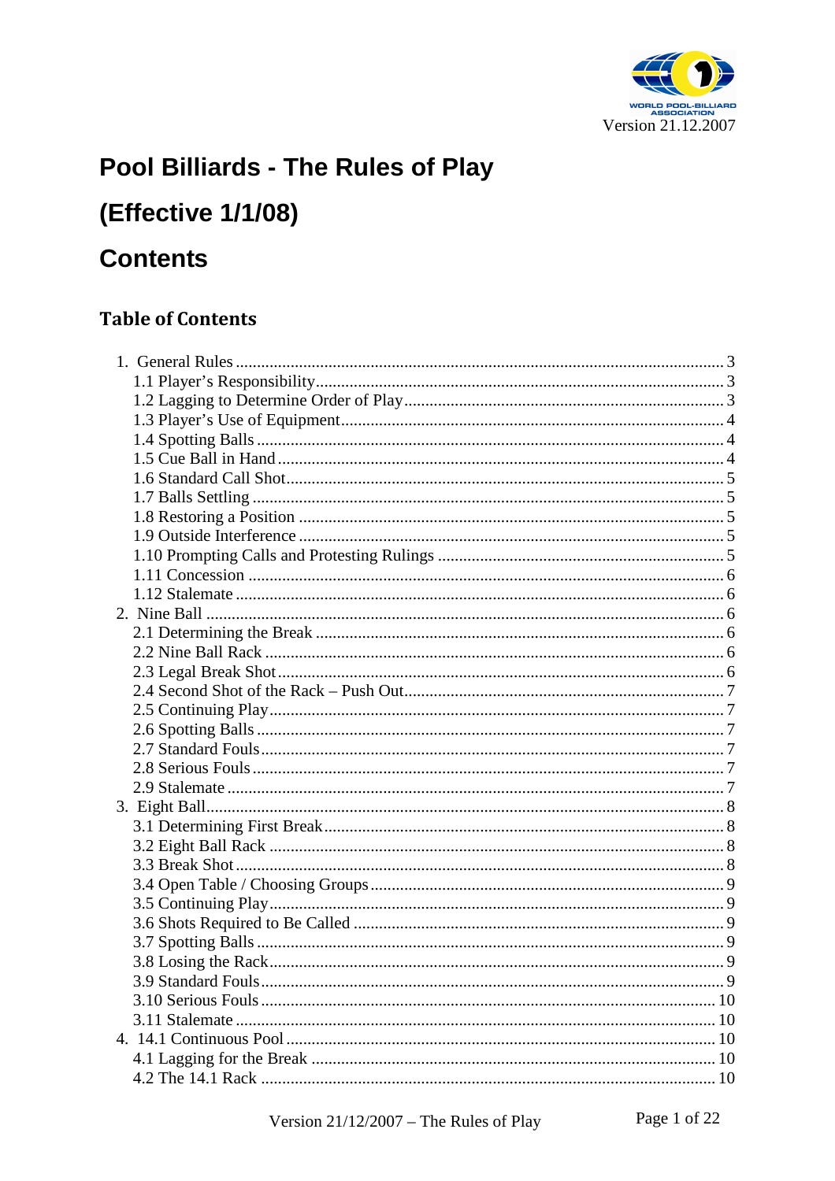Version 21.12.2007

# Pool Billiards - The Rules of Play

# (Effective 1/1/08)

# Contents

## Table of Contents

1. General Rules .......... 3
   - 1.1 Player's Responsibility .......... 3
   - 1.2 Lagging to Determine Order of Play .......... 3
   - 1.3 Player's Use of Equipment .......... 4
   - 1.4 Spotting Balls .......... 4
   - 1.5 Cue Ball in Hand .......... 4
   - 1.6 Standard Call Shot .......... 5
   - 1.7 Balls Settling .......... 5
   - 1.8 Restoring a Position .......... 5
   - 1.9 Outside Interference .......... 5
   - 1.10 Prompting Calls and Protesting Rulings .......... 5
   - 1.11 Concession .......... 6
   - 1.12 Stalemate .......... 6
2. Nine Ball .......... 6
   - 2.1 Determining the Break .......... 6
   - 2.2 Nine Ball Rack .......... 6
   - 2.3 Legal Break Shot .......... 6
   - 2.4 Second Shot of the Rack – Push Out .......... 7
   - 2.5 Continuing Play .......... 7
   - 2.6 Spotting Balls .......... 7
   - 2.7 Standard Fouls .......... 7
   - 2.8 Serious Fouls .......... 7
   - 2.9 Stalemate .......... 7
3. Eight Ball .......... 8
   - 3.1 Determining First Break .......... 8
   - 3.2 Eight Ball Rack .......... 8
   - 3.3 Break Shot .......... 8
   - 3.4 Open Table / Choosing Groups .......... 9
   - 3.5 Continuing Play .......... 9
   - 3.6 Shots Required to Be Called .......... 9
   - 3.7 Spotting Balls .......... 9
   - 3.8 Losing the Rack .......... 9
   - 3.9 Standard Fouls .......... 9
   - 3.10 Serious Fouls .......... 10
   - 3.11 Stalemate .......... 10
4. 14.1 Continuous Pool .......... 10
   - 4.1 Lagging for the Break .......... 10
   - 4.2 The 14.1 Rack .......... 10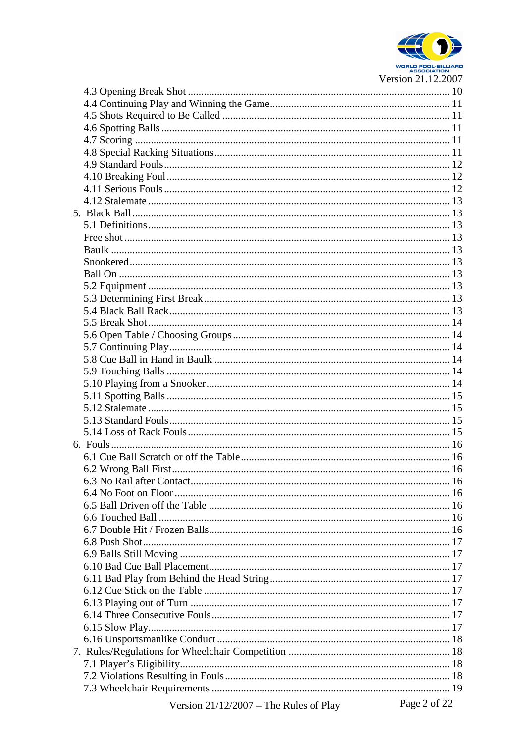- 4.3 Opening Break Shot ........ 10
- 4.4 Continuing Play and Winning the Game ........ 11
- 4.5 Shots Required to Be Called ........ 11
- 4.6 Spotting Balls ........ 11
- 4.7 Scoring ........ 11
- 4.8 Special Racking Situations ........ 11
- 4.9 Standard Fouls ........ 12
- 4.10 Breaking Foul ........ 12
- 4.11 Serious Fouls ........ 12
- 4.12 Stalemate ........ 13

5. Black Ball ........ 13
- 5.1 Definitions ........ 13
- Free shot ........ 13
- Baulk ........ 13
- Snookered ........ 13
- Ball On ........ 13
- 5.2 Equipment ........ 13
- 5.3 Determining First Break ........ 13
- 5.4 Black Ball Rack ........ 13
- 5.5 Break Shot ........ 14
- 5.6 Open Table / Choosing Groups ........ 14
- 5.7 Continuing Play ........ 14
- 5.8 Cue Ball in Hand in Baulk ........ 14
- 5.9 Touching Balls ........ 14
- 5.10 Playing from a Snooker ........ 14
- 5.11 Spotting Balls ........ 15
- 5.12 Stalemate ........ 15
- 5.13 Standard Fouls ........ 15
- 5.14 Loss of Rack Fouls ........ 15

6. Fouls ........ 16
- 6.1 Cue Ball Scratch or off the Table ........ 16
- 6.2 Wrong Ball First ........ 16
- 6.3 No Rail after Contact ........ 16
- 6.4 No Foot on Floor ........ 16
- 6.5 Ball Driven off the Table ........ 16
- 6.6 Touched Ball ........ 16
- 6.7 Double Hit / Frozen Balls ........ 16
- 6.8 Push Shot ........ 17
- 6.9 Balls Still Moving ........ 17
- 6.10 Bad Cue Ball Placement ........ 17
- 6.11 Bad Play from Behind the Head String ........ 17
- 6.12 Cue Stick on the Table ........ 17
- 6.13 Playing out of Turn ........ 17
- 6.14 Three Consecutive Fouls ........ 17
- 6.15 Slow Play ........ 17
- 6.16 Unsportsmanlike Conduct ........ 18

7. Rules/Regulations for Wheelchair Competition ........ 18
- 7.1 Player's Eligibility ........ 18
- 7.2 Violations Resulting in Fouls ........ 18
- 7.3 Wheelchair Requirements ........ 19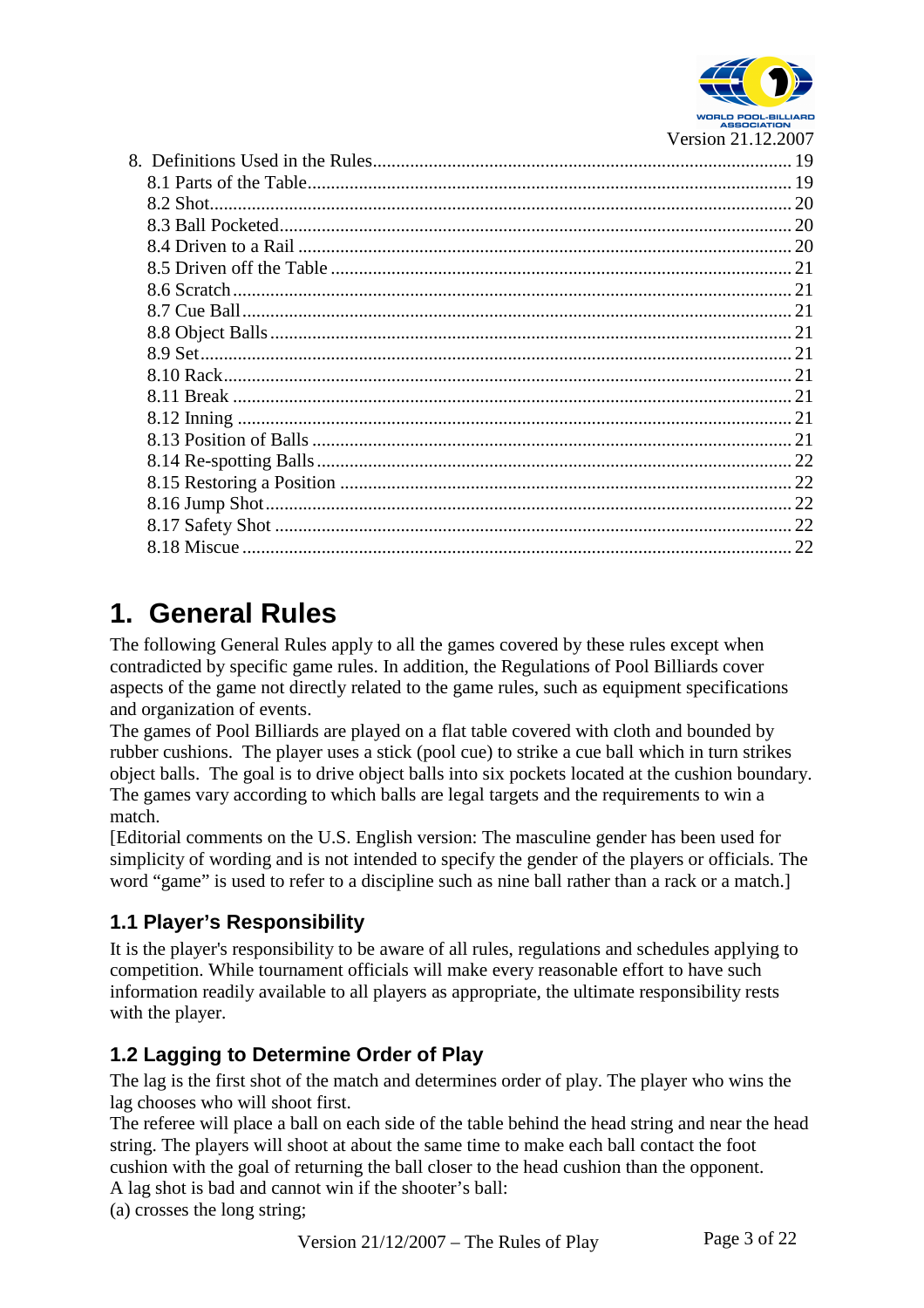8. Definitions Used in the Rules........................................................................................ 19
  8.1 Parts of the Table........................................................................................ 19
  8.2 Shot........................................................................................ 20
  8.3 Ball Pocketed........................................................................................ 20
  8.4 Driven to a Rail........................................................................................ 20
  8.5 Driven off the Table........................................................................................ 21
  8.6 Scratch........................................................................................ 21
  8.7 Cue Ball........................................................................................ 21
  8.8 Object Balls........................................................................................ 21
  8.9 Set........................................................................................ 21
  8.10 Rack........................................................................................ 21
  8.11 Break........................................................................................ 21
  8.12 Inning........................................................................................ 21
  8.13 Position of Balls........................................................................................ 21
  8.14 Re-spotting Balls........................................................................................ 22
  8.15 Restoring a Position........................................................................................ 22
  8.16 Jump Shot........................................................................................ 22
  8.17 Safety Shot........................................................................................ 22
  8.18 Miscue........................................................................................ 22

# 1. General Rules

The following General Rules apply to all the games covered by these rules except when contradicted by specific game rules. In addition, the Regulations of Pool Billiards cover aspects of the game not directly related to the game rules, such as equipment specifications and organization of events.

The games of Pool Billiards are played on a flat table covered with cloth and bounded by rubber cushions. The player uses a stick (pool cue) to strike a cue ball which in turn strikes object balls. The goal is to drive object balls into six pockets located at the cushion boundary. The games vary according to which balls are legal targets and the requirements to win a match.

[Editorial comments on the U.S. English version: The masculine gender has been used for simplicity of wording and is not intended to specify the gender of the players or officials. The word “game” is used to refer to a discipline such as nine ball rather than a rack or a match.]

## 1.1 Player’s Responsibility

It is the player's responsibility to be aware of all rules, regulations and schedules applying to competition. While tournament officials will make every reasonable effort to have such information readily available to all players as appropriate, the ultimate responsibility rests with the player.

## 1.2 Lagging to Determine Order of Play

The lag is the first shot of the match and determines order of play. The player who wins the lag chooses who will shoot first.

The referee will place a ball on each side of the table behind the head string and near the head string. The players will shoot at about the same time to make each ball contact the foot cushion with the goal of returning the ball closer to the head cushion than the opponent.

A lag shot is bad and cannot win if the shooter’s ball:

(a) crosses the long string;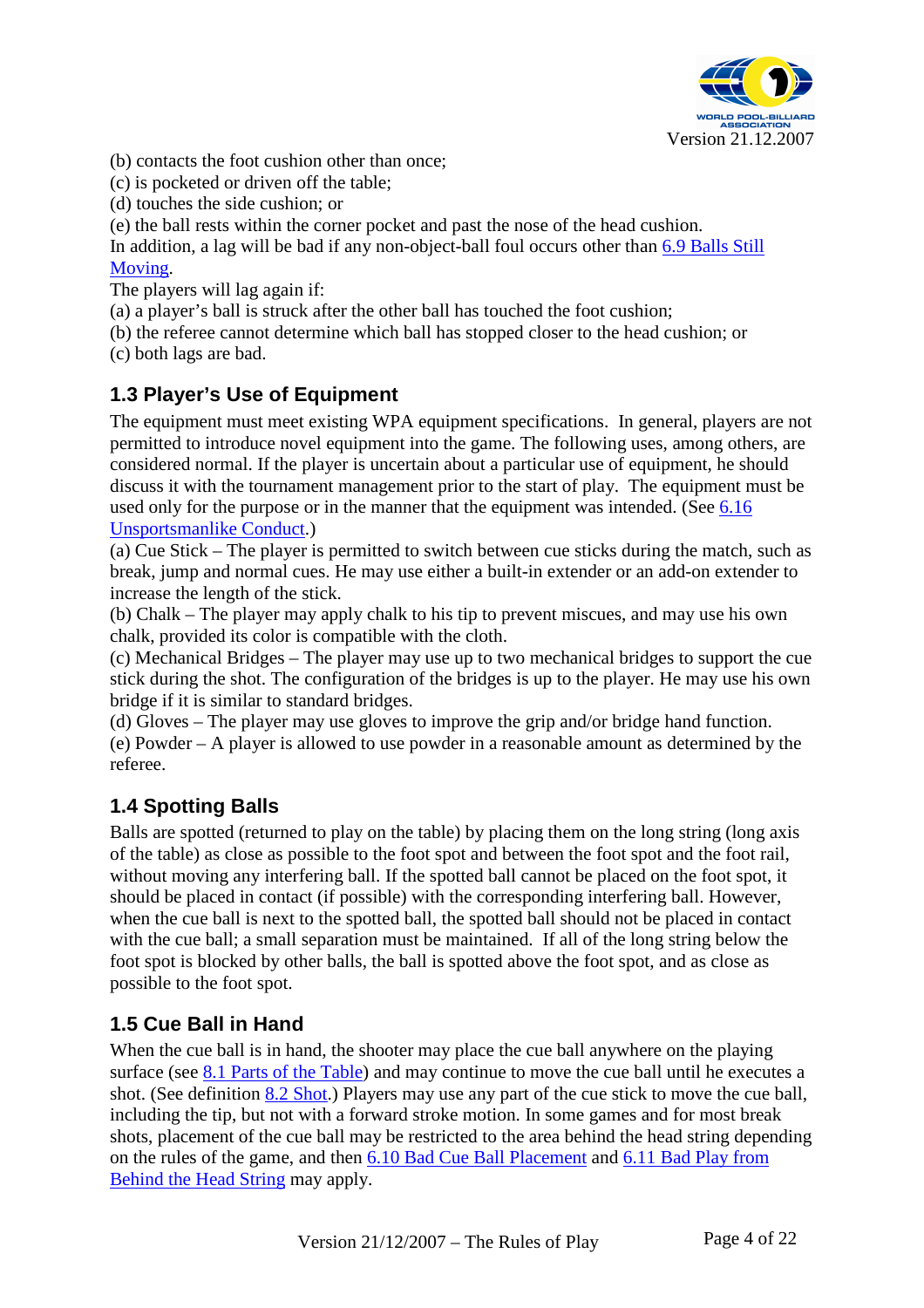(b) contacts the foot cushion other than once;
(c) is pocketed or driven off the table;
(d) touches the side cushion; or
(e) the ball rests within the corner pocket and past the nose of the head cushion.
In addition, a lag will be bad if any non-object-ball foul occurs other than 6.9 Balls Still Moving.
The players will lag again if:
(a) a player's ball is struck after the other ball has touched the foot cushion;
(b) the referee cannot determine which ball has stopped closer to the head cushion; or
(c) both lags are bad.

## 1.3 Player's Use of Equipment

The equipment must meet existing WPA equipment specifications. In general, players are not permitted to introduce novel equipment into the game. The following uses, among others, are considered normal. If the player is uncertain about a particular use of equipment, he should discuss it with the tournament management prior to the start of play. The equipment must be used only for the purpose or in the manner that the equipment was intended. (See 6.16 Unsportsmanlike Conduct.)
(a) Cue Stick – The player is permitted to switch between cue sticks during the match, such as break, jump and normal cues. He may use either a built-in extender or an add-on extender to increase the length of the stick.
(b) Chalk – The player may apply chalk to his tip to prevent miscues, and may use his own chalk, provided its color is compatible with the cloth.
(c) Mechanical Bridges – The player may use up to two mechanical bridges to support the cue stick during the shot. The configuration of the bridges is up to the player. He may use his own bridge if it is similar to standard bridges.
(d) Gloves – The player may use gloves to improve the grip and/or bridge hand function.
(e) Powder – A player is allowed to use powder in a reasonable amount as determined by the referee.

## 1.4 Spotting Balls

Balls are spotted (returned to play on the table) by placing them on the long string (long axis of the table) as close as possible to the foot spot and between the foot spot and the foot rail, without moving any interfering ball. If the spotted ball cannot be placed on the foot spot, it should be placed in contact (if possible) with the corresponding interfering ball. However, when the cue ball is next to the spotted ball, the spotted ball should not be placed in contact with the cue ball; a small separation must be maintained. If all of the long string below the foot spot is blocked by other balls, the ball is spotted above the foot spot, and as close as possible to the foot spot.

## 1.5 Cue Ball in Hand

When the cue ball is in hand, the shooter may place the cue ball anywhere on the playing surface (see 8.1 Parts of the Table) and may continue to move the cue ball until he executes a shot. (See definition 8.2 Shot.) Players may use any part of the cue stick to move the cue ball, including the tip, but not with a forward stroke motion. In some games and for most break shots, placement of the cue ball may be restricted to the area behind the head string depending on the rules of the game, and then 6.10 Bad Cue Ball Placement and 6.11 Bad Play from Behind the Head String may apply.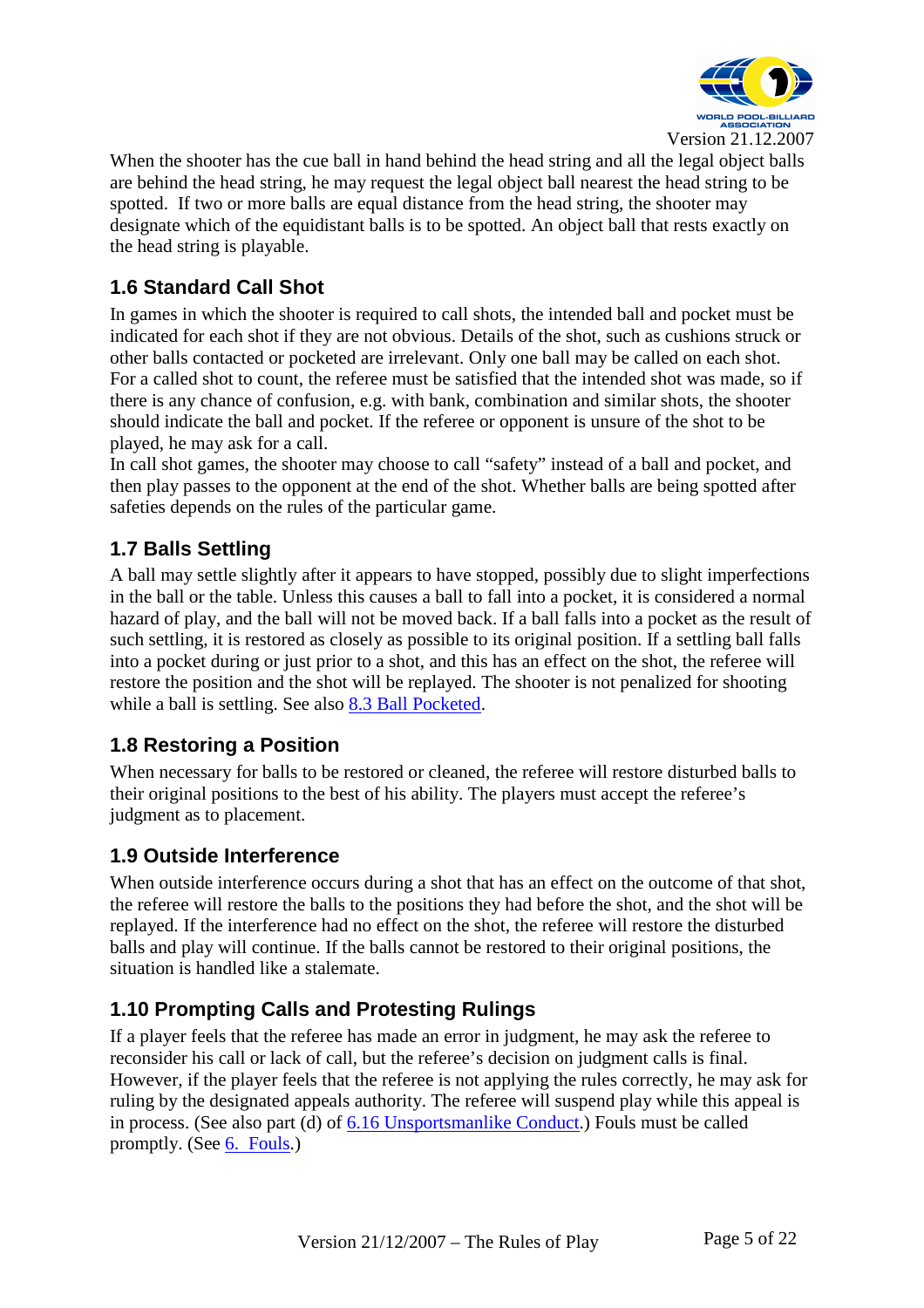When the shooter has the cue ball in hand behind the head string and all the legal object balls are behind the head string, he may request the legal object ball nearest the head string to be spotted. If two or more balls are equal distance from the head string, the shooter may designate which of the equidistant balls is to be spotted. An object ball that rests exactly on the head string is playable.

## 1.6 Standard Call Shot

In games in which the shooter is required to call shots, the intended ball and pocket must be indicated for each shot if they are not obvious. Details of the shot, such as cushions struck or other balls contacted or pocketed are irrelevant. Only one ball may be called on each shot. For a called shot to count, the referee must be satisfied that the intended shot was made, so if there is any chance of confusion, e.g. with bank, combination and similar shots, the shooter should indicate the ball and pocket. If the referee or opponent is unsure of the shot to be played, he may ask for a call.
In call shot games, the shooter may choose to call "safety" instead of a ball and pocket, and then play passes to the opponent at the end of the shot. Whether balls are being spotted after safeties depends on the rules of the particular game.

## 1.7 Balls Settling

A ball may settle slightly after it appears to have stopped, possibly due to slight imperfections in the ball or the table. Unless this causes a ball to fall into a pocket, it is considered a normal hazard of play, and the ball will not be moved back. If a ball falls into a pocket as the result of such settling, it is restored as closely as possible to its original position. If a settling ball falls into a pocket during or just prior to a shot, and this has an effect on the shot, the referee will restore the position and the shot will be replayed. The shooter is not penalized for shooting while a ball is settling. See also 8.3 Ball Pocketed.

## 1.8 Restoring a Position

When necessary for balls to be restored or cleaned, the referee will restore disturbed balls to their original positions to the best of his ability. The players must accept the referee's judgment as to placement.

## 1.9 Outside Interference

When outside interference occurs during a shot that has an effect on the outcome of that shot, the referee will restore the balls to the positions they had before the shot, and the shot will be replayed. If the interference had no effect on the shot, the referee will restore the disturbed balls and play will continue. If the balls cannot be restored to their original positions, the situation is handled like a stalemate.

## 1.10 Prompting Calls and Protesting Rulings

If a player feels that the referee has made an error in judgment, he may ask the referee to reconsider his call or lack of call, but the referee's decision on judgment calls is final. However, if the player feels that the referee is not applying the rules correctly, he may ask for ruling by the designated appeals authority. The referee will suspend play while this appeal is in process. (See also part (d) of 6.16 Unsportsmanlike Conduct.) Fouls must be called promptly. (See 6. Fouls.)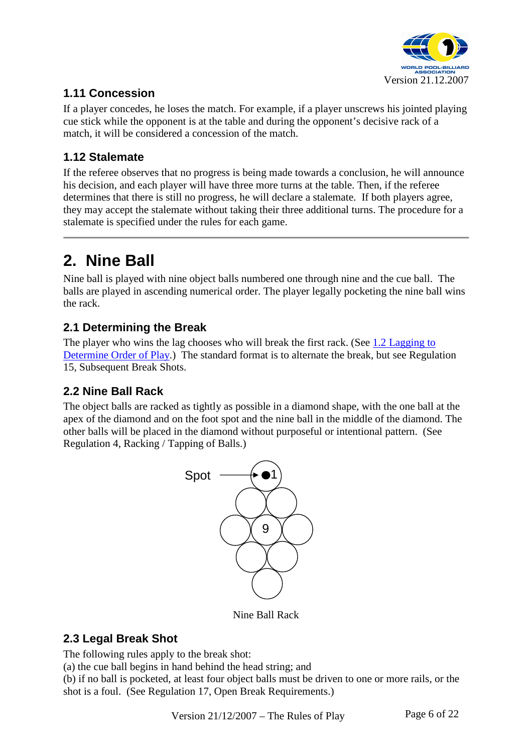## 1.11 Concession

If a player concedes, he loses the match. For example, if a player unscrews his jointed playing cue stick while the opponent is at the table and during the opponent's decisive rack of a match, it will be considered a concession of the match.

## 1.12 Stalemate

If the referee observes that no progress is being made towards a conclusion, he will announce his decision, and each player will have three more turns at the table. Then, if the referee determines that there is still no progress, he will declare a stalemate. If both players agree, they may accept the stalemate without taking their three additional turns. The procedure for a stalemate is specified under the rules for each game.

---

# 2. Nine Ball

Nine ball is played with nine object balls numbered one through nine and the cue ball. The balls are played in ascending numerical order. The player legally pocketing the nine ball wins the rack.

## 2.1 Determining the Break

The player who wins the lag chooses who will break the first rack. (See 1.2 Lagging to Determine Order of Play.) The standard format is to alternate the break, but see Regulation 15, Subsequent Break Shots.

## 2.2 Nine Ball Rack

The object balls are racked as tightly as possible in a diamond shape, with the one ball at the apex of the diamond and on the foot spot and the nine ball in the middle of the diamond. The other balls will be placed in the diamond without purposeful or intentional pattern. (See Regulation 4, Racking / Tapping of Balls.)

Spot → 1

9

Nine Ball Rack

## 2.3 Legal Break Shot

The following rules apply to the break shot:
(a) the cue ball begins in hand behind the head string; and
(b) if no ball is pocketed, at least four object balls must be driven to one or more rails, or the shot is a foul. (See Regulation 17, Open Break Requirements.)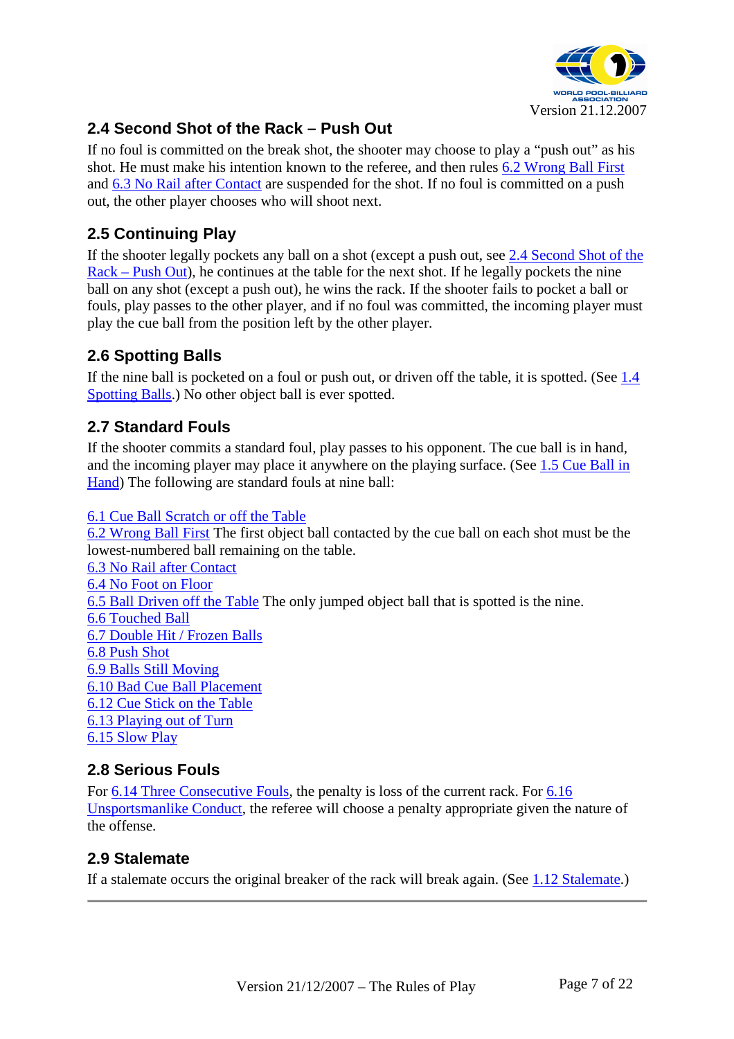## 2.4 Second Shot of the Rack – Push Out

If no foul is committed on the break shot, the shooter may choose to play a "push out" as his shot. He must make his intention known to the referee, and then rules 6.2 Wrong Ball First and 6.3 No Rail after Contact are suspended for the shot. If no foul is committed on a push out, the other player chooses who will shoot next.

## 2.5 Continuing Play

If the shooter legally pockets any ball on a shot (except a push out, see 2.4 Second Shot of the Rack – Push Out), he continues at the table for the next shot. If he legally pockets the nine ball on any shot (except a push out), he wins the rack. If the shooter fails to pocket a ball or fouls, play passes to the other player, and if no foul was committed, the incoming player must play the cue ball from the position left by the other player.

## 2.6 Spotting Balls

If the nine ball is pocketed on a foul or push out, or driven off the table, it is spotted. (See 1.4 Spotting Balls.) No other object ball is ever spotted.

## 2.7 Standard Fouls

If the shooter commits a standard foul, play passes to his opponent. The cue ball is in hand, and the incoming player may place it anywhere on the playing surface. (See 1.5 Cue Ball in Hand) The following are standard fouls at nine ball:

6.1 Cue Ball Scratch or off the Table
6.2 Wrong Ball First The first object ball contacted by the cue ball on each shot must be the lowest-numbered ball remaining on the table.
6.3 No Rail after Contact
6.4 No Foot on Floor
6.5 Ball Driven off the Table The only jumped object ball that is spotted is the nine.
6.6 Touched Ball
6.7 Double Hit / Frozen Balls
6.8 Push Shot
6.9 Balls Still Moving
6.10 Bad Cue Ball Placement
6.12 Cue Stick on the Table
6.13 Playing out of Turn
6.15 Slow Play

## 2.8 Serious Fouls

For 6.14 Three Consecutive Fouls, the penalty is loss of the current rack. For 6.16 Unsportsmanlike Conduct, the referee will choose a penalty appropriate given the nature of the offense.

## 2.9 Stalemate

If a stalemate occurs the original breaker of the rack will break again. (See 1.12 Stalemate.)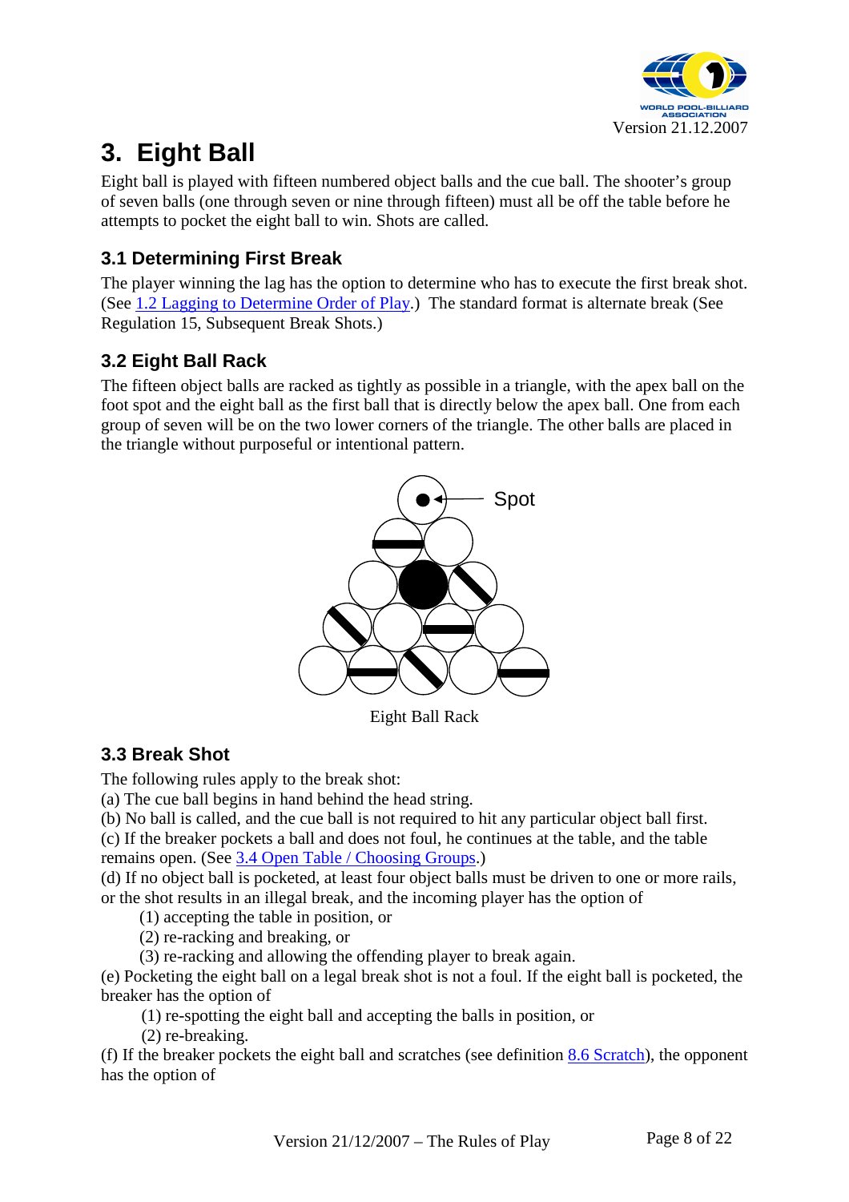# 3. Eight Ball

Eight ball is played with fifteen numbered object balls and the cue ball. The shooter's group of seven balls (one through seven or nine through fifteen) must all be off the table before he attempts to pocket the eight ball to win. Shots are called.

## 3.1 Determining First Break

The player winning the lag has the option to determine who has to execute the first break shot. (See 1.2 Lagging to Determine Order of Play.) The standard format is alternate break (See Regulation 15, Subsequent Break Shots.)

## 3.2 Eight Ball Rack

The fifteen object balls are racked as tightly as possible in a triangle, with the apex ball on the foot spot and the eight ball as the first ball that is directly below the apex ball. One from each group of seven will be on the two lower corners of the triangle. The other balls are placed in the triangle without purposeful or intentional pattern.

Spot

Eight Ball Rack

## 3.3 Break Shot

The following rules apply to the break shot:

(a) The cue ball begins in hand behind the head string.

(b) No ball is called, and the cue ball is not required to hit any particular object ball first.

(c) If the breaker pockets a ball and does not foul, he continues at the table, and the table remains open. (See 3.4 Open Table / Choosing Groups.)

(d) If no object ball is pocketed, at least four object balls must be driven to one or more rails, or the shot results in an illegal break, and the incoming player has the option of

(1) accepting the table in position, or

(2) re-racking and breaking, or

(3) re-racking and allowing the offending player to break again.

(e) Pocketing the eight ball on a legal break shot is not a foul. If the eight ball is pocketed, the breaker has the option of

(1) re-spotting the eight ball and accepting the balls in position, or

(2) re-breaking.

(f) If the breaker pockets the eight ball and scratches (see definition 8.6 Scratch), the opponent has the option of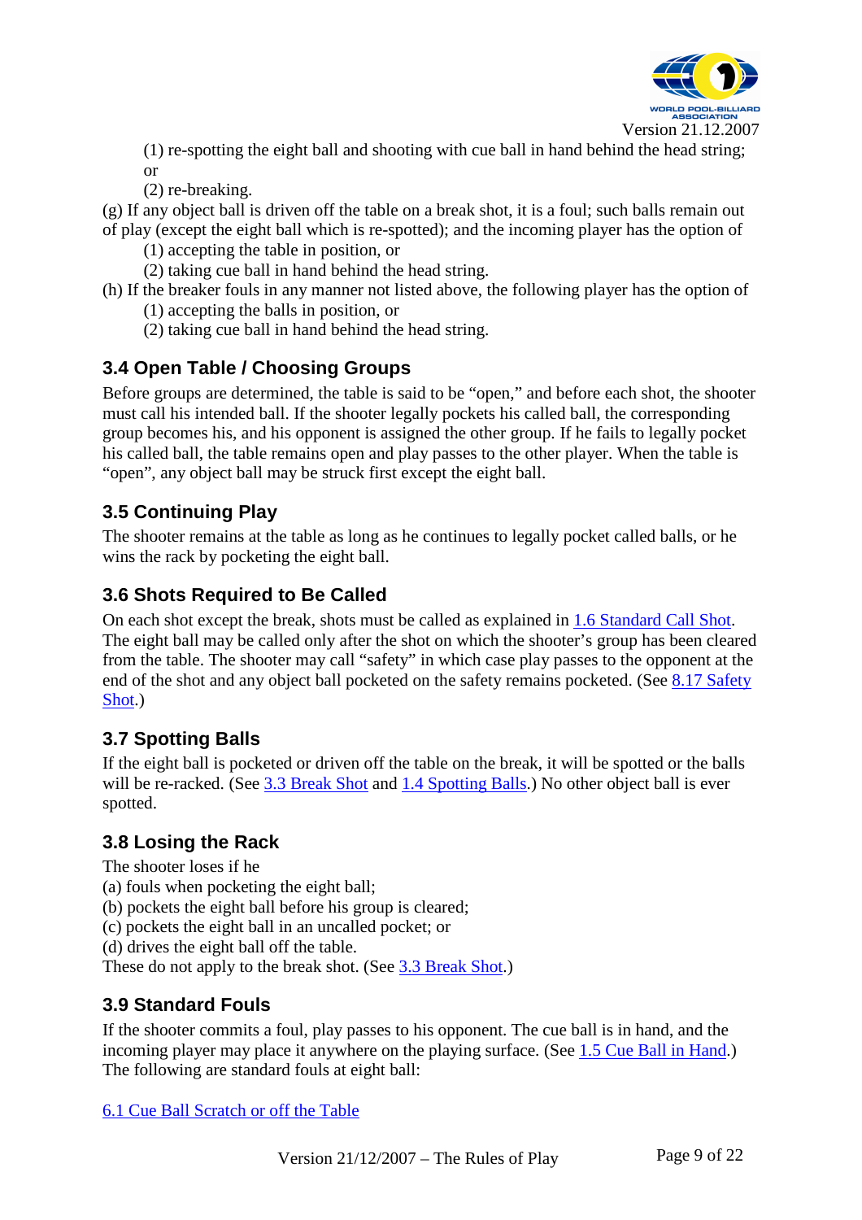(1) re-spotting the eight ball and shooting with cue ball in hand behind the head string; or

(2) re-breaking.

(g) If any object ball is driven off the table on a break shot, it is a foul; such balls remain out of play (except the eight ball which is re-spotted); and the incoming player has the option of

(1) accepting the table in position, or

(2) taking cue ball in hand behind the head string.

(h) If the breaker fouls in any manner not listed above, the following player has the option of

(1) accepting the balls in position, or

(2) taking cue ball in hand behind the head string.

### 3.4 Open Table / Choosing Groups

Before groups are determined, the table is said to be "open," and before each shot, the shooter must call his intended ball. If the shooter legally pockets his called ball, the corresponding group becomes his, and his opponent is assigned the other group. If he fails to legally pocket his called ball, the table remains open and play passes to the other player. When the table is "open", any object ball may be struck first except the eight ball.

### 3.5 Continuing Play

The shooter remains at the table as long as he continues to legally pocket called balls, or he wins the rack by pocketing the eight ball.

### 3.6 Shots Required to Be Called

On each shot except the break, shots must be called as explained in 1.6 Standard Call Shot. The eight ball may be called only after the shot on which the shooter's group has been cleared from the table. The shooter may call "safety" in which case play passes to the opponent at the end of the shot and any object ball pocketed on the safety remains pocketed. (See 8.17 Safety Shot.)

### 3.7 Spotting Balls

If the eight ball is pocketed or driven off the table on the break, it will be spotted or the balls will be re-racked. (See 3.3 Break Shot and 1.4 Spotting Balls.) No other object ball is ever spotted.

### 3.8 Losing the Rack

The shooter loses if he

(a) fouls when pocketing the eight ball;

(b) pockets the eight ball before his group is cleared;

(c) pockets the eight ball in an uncalled pocket; or

(d) drives the eight ball off the table.

These do not apply to the break shot. (See 3.3 Break Shot.)

### 3.9 Standard Fouls

If the shooter commits a foul, play passes to his opponent. The cue ball is in hand, and the incoming player may place it anywhere on the playing surface. (See 1.5 Cue Ball in Hand.) The following are standard fouls at eight ball:

6.1 Cue Ball Scratch or off the Table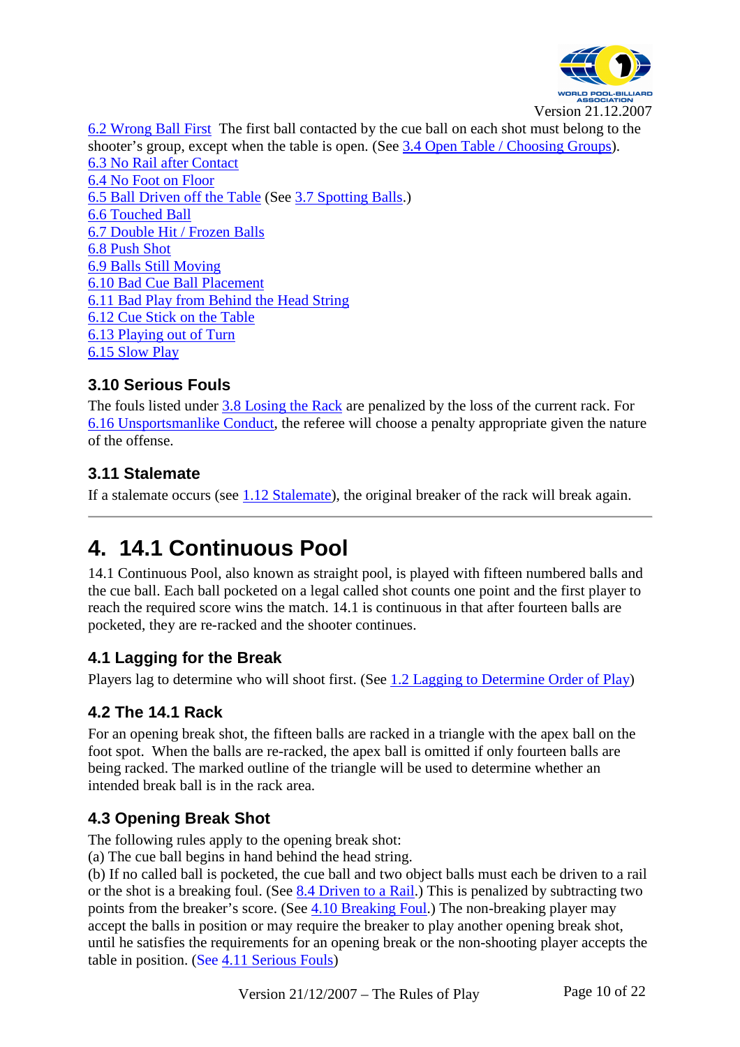6.2 Wrong Ball First The first ball contacted by the cue ball on each shot must belong to the shooter's group, except when the table is open. (See 3.4 Open Table / Choosing Groups).
6.3 No Rail after Contact
6.4 No Foot on Floor
6.5 Ball Driven off the Table (See 3.7 Spotting Balls.)
6.6 Touched Ball
6.7 Double Hit / Frozen Balls
6.8 Push Shot
6.9 Balls Still Moving
6.10 Bad Cue Ball Placement
6.11 Bad Play from Behind the Head String
6.12 Cue Stick on the Table
6.13 Playing out of Turn
6.15 Slow Play

### 3.10 Serious Fouls

The fouls listed under 3.8 Losing the Rack are penalized by the loss of the current rack. For 6.16 Unsportsmanlike Conduct, the referee will choose a penalty appropriate given the nature of the offense.

### 3.11 Stalemate

If a stalemate occurs (see 1.12 Stalemate), the original breaker of the rack will break again.

---

# 4. 14.1 Continuous Pool

14.1 Continuous Pool, also known as straight pool, is played with fifteen numbered balls and the cue ball. Each ball pocketed on a legal called shot counts one point and the first player to reach the required score wins the match. 14.1 is continuous in that after fourteen balls are pocketed, they are re-racked and the shooter continues.

### 4.1 Lagging for the Break

Players lag to determine who will shoot first. (See 1.2 Lagging to Determine Order of Play)

### 4.2 The 14.1 Rack

For an opening break shot, the fifteen balls are racked in a triangle with the apex ball on the foot spot. When the balls are re-racked, the apex ball is omitted if only fourteen balls are being racked. The marked outline of the triangle will be used to determine whether an intended break ball is in the rack area.

### 4.3 Opening Break Shot

The following rules apply to the opening break shot:
(a) The cue ball begins in hand behind the head string.
(b) If no called ball is pocketed, the cue ball and two object balls must each be driven to a rail or the shot is a breaking foul. (See 8.4 Driven to a Rail.) This is penalized by subtracting two points from the breaker's score. (See 4.10 Breaking Foul.) The non-breaking player may accept the balls in position or may require the breaker to play another opening break shot, until he satisfies the requirements for an opening break or the non-shooting player accepts the table in position. (See 4.11 Serious Fouls)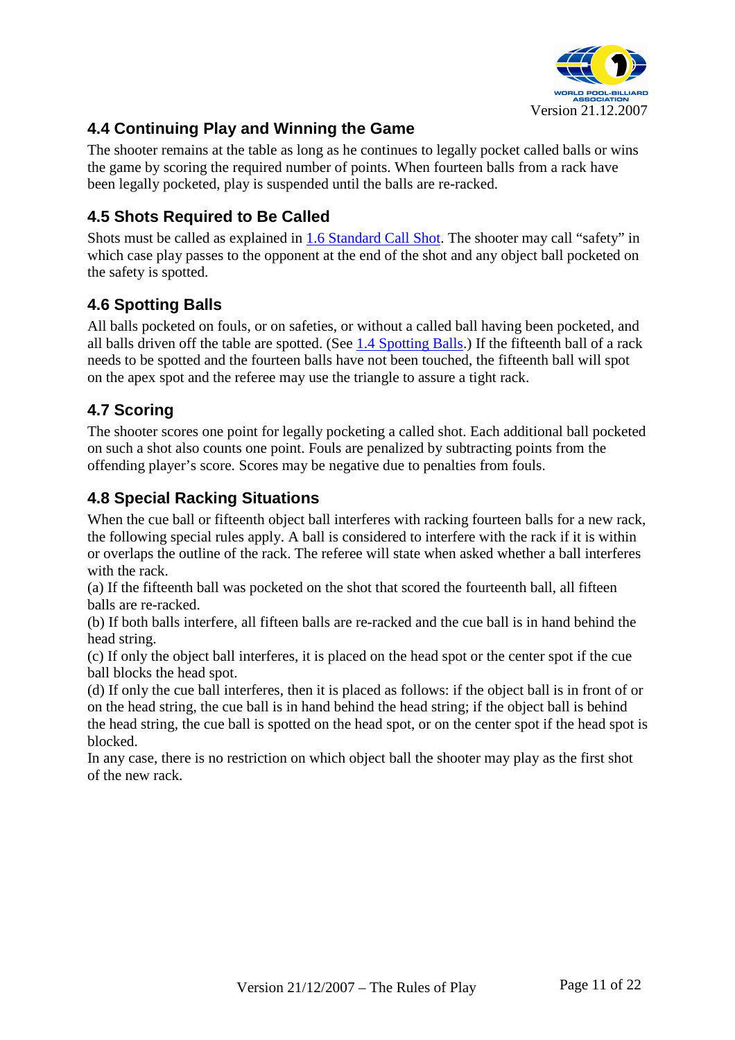## 4.4 Continuing Play and Winning the Game

The shooter remains at the table as long as he continues to legally pocket called balls or wins the game by scoring the required number of points. When fourteen balls from a rack have been legally pocketed, play is suspended until the balls are re-racked.

## 4.5 Shots Required to Be Called

Shots must be called as explained in 1.6 Standard Call Shot. The shooter may call "safety" in which case play passes to the opponent at the end of the shot and any object ball pocketed on the safety is spotted.

## 4.6 Spotting Balls

All balls pocketed on fouls, or on safeties, or without a called ball having been pocketed, and all balls driven off the table are spotted. (See 1.4 Spotting Balls.) If the fifteenth ball of a rack needs to be spotted and the fourteen balls have not been touched, the fifteenth ball will spot on the apex spot and the referee may use the triangle to assure a tight rack.

## 4.7 Scoring

The shooter scores one point for legally pocketing a called shot. Each additional ball pocketed on such a shot also counts one point. Fouls are penalized by subtracting points from the offending player's score. Scores may be negative due to penalties from fouls.

## 4.8 Special Racking Situations

When the cue ball or fifteenth object ball interferes with racking fourteen balls for a new rack, the following special rules apply. A ball is considered to interfere with the rack if it is within or overlaps the outline of the rack. The referee will state when asked whether a ball interferes with the rack.

(a) If the fifteenth ball was pocketed on the shot that scored the fourteenth ball, all fifteen balls are re-racked.

(b) If both balls interfere, all fifteen balls are re-racked and the cue ball is in hand behind the head string.

(c) If only the object ball interferes, it is placed on the head spot or the center spot if the cue ball blocks the head spot.

(d) If only the cue ball interferes, then it is placed as follows: if the object ball is in front of or on the head string, the cue ball is in hand behind the head string; if the object ball is behind the head string, the cue ball is spotted on the head spot, or on the center spot if the head spot is blocked.

In any case, there is no restriction on which object ball the shooter may play as the first shot of the new rack.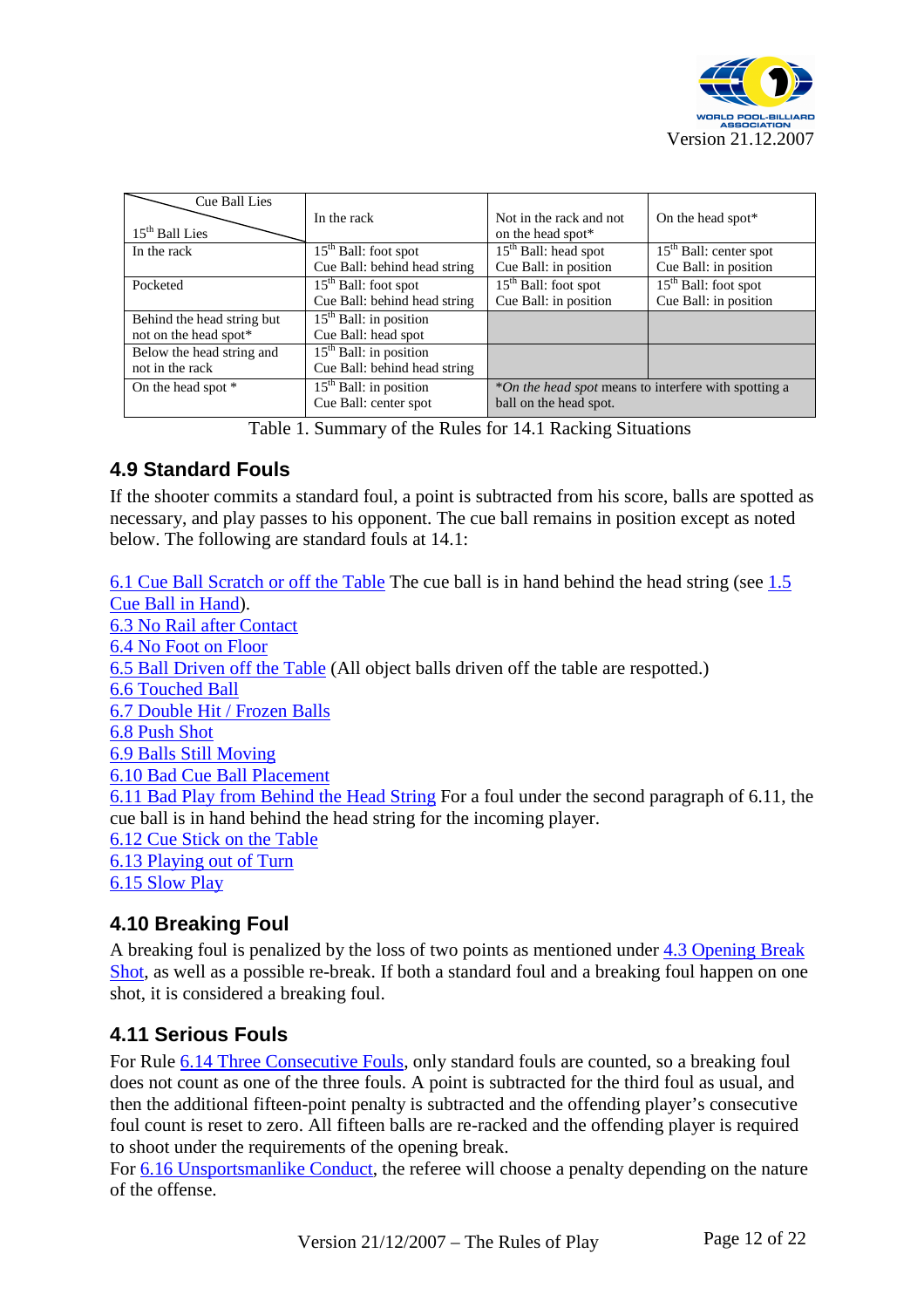| Cue Ball Lies / 15th Ball Lies | In the rack | Not in the rack and not on the head spot* | On the head spot* |
|---|---|---|---|
| In the rack | 15th Ball: foot spot<br>Cue Ball: behind head string | 15th Ball: head spot<br>Cue Ball: in position | 15th Ball: center spot<br>Cue Ball: in position |
| Pocketed | 15th Ball: foot spot<br>Cue Ball: behind head string | 15th Ball: foot spot<br>Cue Ball: in position | 15th Ball: foot spot<br>Cue Ball: in position |
| Behind the head string but not on the head spot* | 15th Ball: in position<br>Cue Ball: head spot | | |
| Below the head string and not in the rack | 15th Ball: in position<br>Cue Ball: behind head string | | |
| On the head spot * | 15th Ball: in position<br>Cue Ball: center spot | **On the head spot* means to interfere with spotting a ball on the head spot. | |

Table 1. Summary of the Rules for 14.1 Racking Situations

### 4.9 Standard Fouls

If the shooter commits a standard foul, a point is subtracted from his score, balls are spotted as necessary, and play passes to his opponent. The cue ball remains in position except as noted below. The following are standard fouls at 14.1:

6.1 Cue Ball Scratch or off the Table The cue ball is in hand behind the head string (see 1.5 Cue Ball in Hand).
6.3 No Rail after Contact
6.4 No Foot on Floor
6.5 Ball Driven off the Table (All object balls driven off the table are respotted.)
6.6 Touched Ball
6.7 Double Hit / Frozen Balls
6.8 Push Shot
6.9 Balls Still Moving
6.10 Bad Cue Ball Placement
6.11 Bad Play from Behind the Head String For a foul under the second paragraph of 6.11, the cue ball is in hand behind the head string for the incoming player.
6.12 Cue Stick on the Table
6.13 Playing out of Turn
6.15 Slow Play

### 4.10 Breaking Foul

A breaking foul is penalized by the loss of two points as mentioned under 4.3 Opening Break Shot, as well as a possible re-break. If both a standard foul and a breaking foul happen on one shot, it is considered a breaking foul.

### 4.11 Serious Fouls

For Rule 6.14 Three Consecutive Fouls, only standard fouls are counted, so a breaking foul does not count as one of the three fouls. A point is subtracted for the third foul as usual, and then the additional fifteen-point penalty is subtracted and the offending player's consecutive foul count is reset to zero. All fifteen balls are re-racked and the offending player is required to shoot under the requirements of the opening break.
For 6.16 Unsportsmanlike Conduct, the referee will choose a penalty depending on the nature of the offense.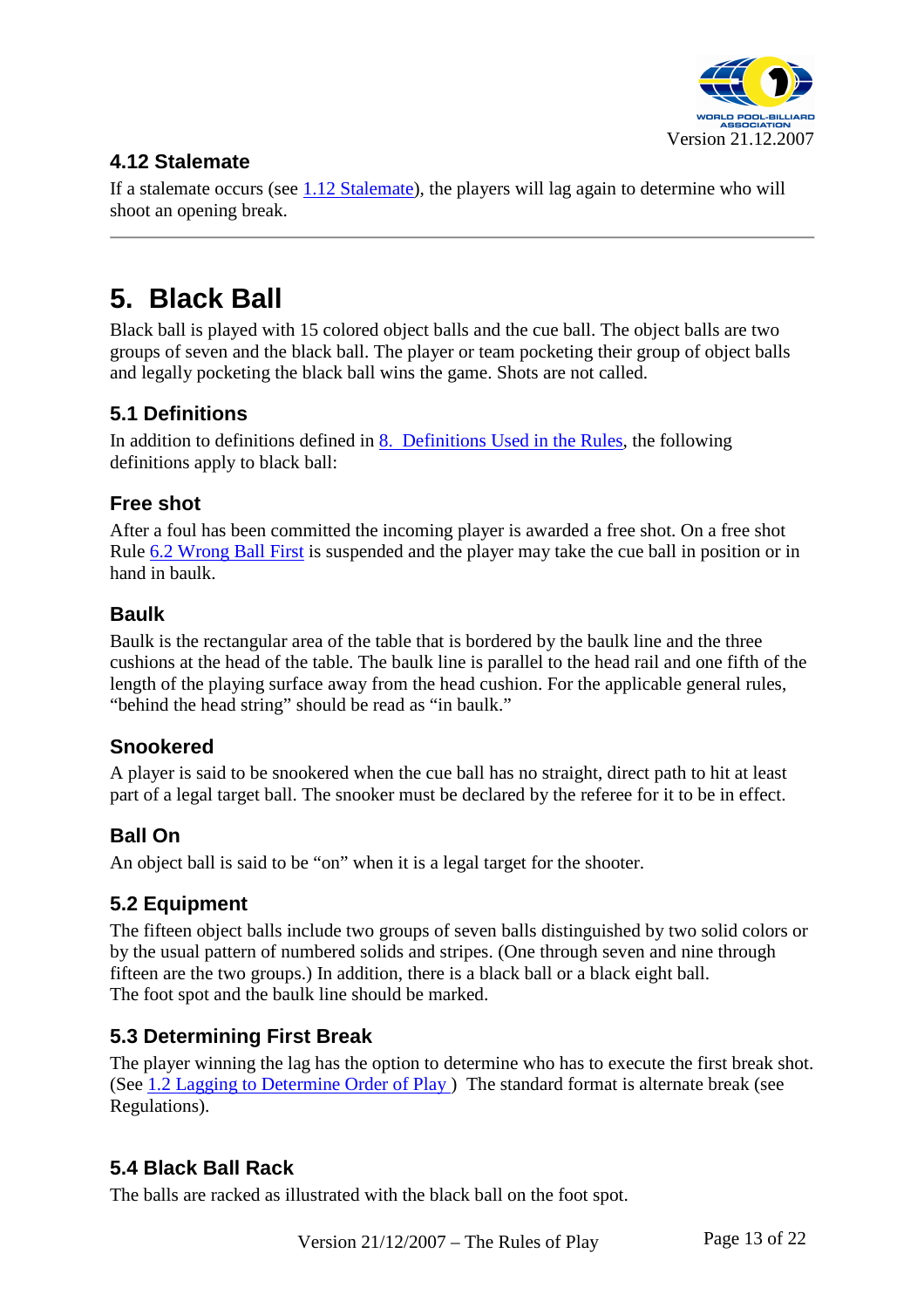### 4.12 Stalemate

If a stalemate occurs (see 1.12 Stalemate), the players will lag again to determine who will shoot an opening break.

---

# 5. Black Ball

Black ball is played with 15 colored object balls and the cue ball. The object balls are two groups of seven and the black ball. The player or team pocketing their group of object balls and legally pocketing the black ball wins the game. Shots are not called.

### 5.1 Definitions

In addition to definitions defined in 8. Definitions Used in the Rules, the following definitions apply to black ball:

### Free shot

After a foul has been committed the incoming player is awarded a free shot. On a free shot Rule 6.2 Wrong Ball First is suspended and the player may take the cue ball in position or in hand in baulk.

### Baulk

Baulk is the rectangular area of the table that is bordered by the baulk line and the three cushions at the head of the table. The baulk line is parallel to the head rail and one fifth of the length of the playing surface away from the head cushion. For the applicable general rules, "behind the head string" should be read as "in baulk."

### Snookered

A player is said to be snookered when the cue ball has no straight, direct path to hit at least part of a legal target ball. The snooker must be declared by the referee for it to be in effect.

### Ball On

An object ball is said to be "on" when it is a legal target for the shooter.

### 5.2 Equipment

The fifteen object balls include two groups of seven balls distinguished by two solid colors or by the usual pattern of numbered solids and stripes. (One through seven and nine through fifteen are the two groups.) In addition, there is a black ball or a black eight ball.
The foot spot and the baulk line should be marked.

### 5.3 Determining First Break

The player winning the lag has the option to determine who has to execute the first break shot. (See 1.2 Lagging to Determine Order of Play ) The standard format is alternate break (see Regulations).

### 5.4 Black Ball Rack

The balls are racked as illustrated with the black ball on the foot spot.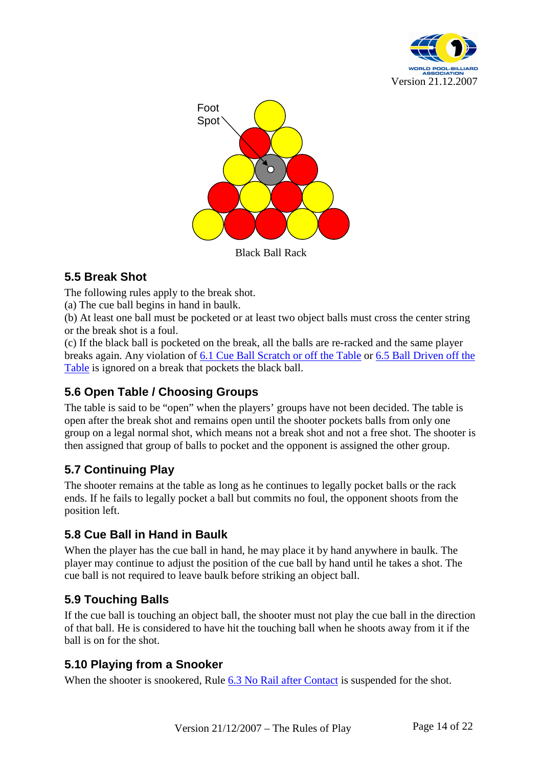Foot Spot

Black Ball Rack

## 5.5 Break Shot

The following rules apply to the break shot.
(a) The cue ball begins in hand in baulk.
(b) At least one ball must be pocketed or at least two object balls must cross the center string or the break shot is a foul.
(c) If the black ball is pocketed on the break, all the balls are re-racked and the same player breaks again. Any violation of 6.1 Cue Ball Scratch or off the Table or 6.5 Ball Driven off the Table is ignored on a break that pockets the black ball.

## 5.6 Open Table / Choosing Groups

The table is said to be "open" when the players' groups have not been decided. The table is open after the break shot and remains open until the shooter pockets balls from only one group on a legal normal shot, which means not a break shot and not a free shot. The shooter is then assigned that group of balls to pocket and the opponent is assigned the other group.

## 5.7 Continuing Play

The shooter remains at the table as long as he continues to legally pocket balls or the rack ends. If he fails to legally pocket a ball but commits no foul, the opponent shoots from the position left.

## 5.8 Cue Ball in Hand in Baulk

When the player has the cue ball in hand, he may place it by hand anywhere in baulk. The player may continue to adjust the position of the cue ball by hand until he takes a shot. The cue ball is not required to leave baulk before striking an object ball.

## 5.9 Touching Balls

If the cue ball is touching an object ball, the shooter must not play the cue ball in the direction of that ball. He is considered to have hit the touching ball when he shoots away from it if the ball is on for the shot.

## 5.10 Playing from a Snooker

When the shooter is snookered, Rule 6.3 No Rail after Contact is suspended for the shot.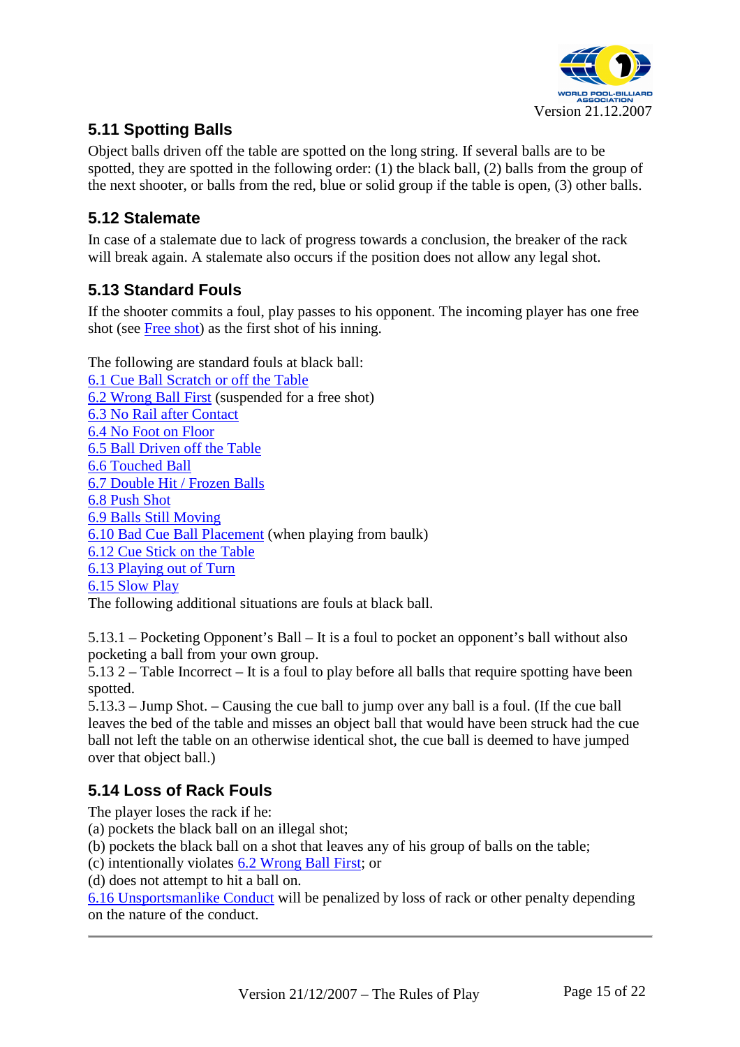## 5.11 Spotting Balls

Object balls driven off the table are spotted on the long string. If several balls are to be spotted, they are spotted in the following order: (1) the black ball, (2) balls from the group of the next shooter, or balls from the red, blue or solid group if the table is open, (3) other balls.

## 5.12 Stalemate

In case of a stalemate due to lack of progress towards a conclusion, the breaker of the rack will break again. A stalemate also occurs if the position does not allow any legal shot.

## 5.13 Standard Fouls

If the shooter commits a foul, play passes to his opponent. The incoming player has one free shot (see Free shot) as the first shot of his inning.

The following are standard fouls at black ball:
6.1 Cue Ball Scratch or off the Table
6.2 Wrong Ball First (suspended for a free shot)
6.3 No Rail after Contact
6.4 No Foot on Floor
6.5 Ball Driven off the Table
6.6 Touched Ball
6.7 Double Hit / Frozen Balls
6.8 Push Shot
6.9 Balls Still Moving
6.10 Bad Cue Ball Placement (when playing from baulk)
6.12 Cue Stick on the Table
6.13 Playing out of Turn
6.15 Slow Play
The following additional situations are fouls at black ball.

5.13.1 – Pocketing Opponent's Ball – It is a foul to pocket an opponent's ball without also pocketing a ball from your own group.
5.13 2 – Table Incorrect – It is a foul to play before all balls that require spotting have been spotted.
5.13.3 – Jump Shot. – Causing the cue ball to jump over any ball is a foul. (If the cue ball leaves the bed of the table and misses an object ball that would have been struck had the cue ball not left the table on an otherwise identical shot, the cue ball is deemed to have jumped over that object ball.)

## 5.14 Loss of Rack Fouls

The player loses the rack if he:
(a) pockets the black ball on an illegal shot;
(b) pockets the black ball on a shot that leaves any of his group of balls on the table;
(c) intentionally violates 6.2 Wrong Ball First; or
(d) does not attempt to hit a ball on.
6.16 Unsportsmanlike Conduct will be penalized by loss of rack or other penalty depending on the nature of the conduct.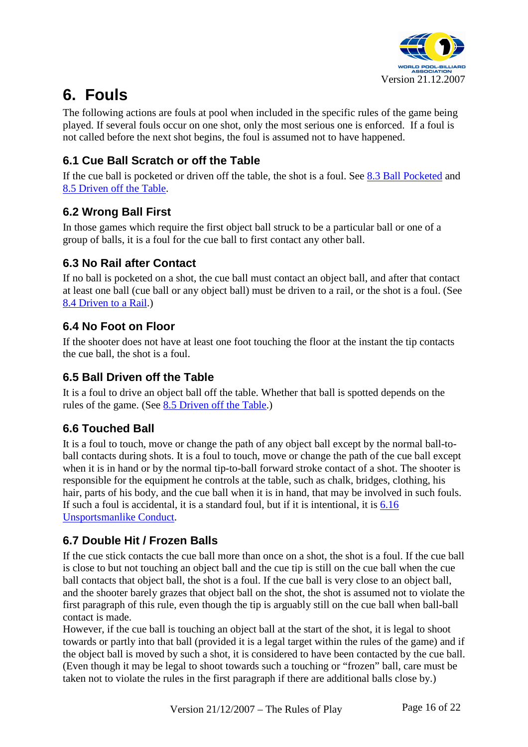# 6. Fouls

The following actions are fouls at pool when included in the specific rules of the game being played. If several fouls occur on one shot, only the most serious one is enforced. If a foul is not called before the next shot begins, the foul is assumed not to have happened.

## 6.1 Cue Ball Scratch or off the Table

If the cue ball is pocketed or driven off the table, the shot is a foul. See 8.3 Ball Pocketed and 8.5 Driven off the Table.

## 6.2 Wrong Ball First

In those games which require the first object ball struck to be a particular ball or one of a group of balls, it is a foul for the cue ball to first contact any other ball.

## 6.3 No Rail after Contact

If no ball is pocketed on a shot, the cue ball must contact an object ball, and after that contact at least one ball (cue ball or any object ball) must be driven to a rail, or the shot is a foul. (See 8.4 Driven to a Rail.)

## 6.4 No Foot on Floor

If the shooter does not have at least one foot touching the floor at the instant the tip contacts the cue ball, the shot is a foul.

## 6.5 Ball Driven off the Table

It is a foul to drive an object ball off the table. Whether that ball is spotted depends on the rules of the game. (See 8.5 Driven off the Table.)

## 6.6 Touched Ball

It is a foul to touch, move or change the path of any object ball except by the normal ball-to-ball contacts during shots. It is a foul to touch, move or change the path of the cue ball except when it is in hand or by the normal tip-to-ball forward stroke contact of a shot. The shooter is responsible for the equipment he controls at the table, such as chalk, bridges, clothing, his hair, parts of his body, and the cue ball when it is in hand, that may be involved in such fouls. If such a foul is accidental, it is a standard foul, but if it is intentional, it is 6.16 Unsportsmanlike Conduct.

## 6.7 Double Hit / Frozen Balls

If the cue stick contacts the cue ball more than once on a shot, the shot is a foul. If the cue ball is close to but not touching an object ball and the cue tip is still on the cue ball when the cue ball contacts that object ball, the shot is a foul. If the cue ball is very close to an object ball, and the shooter barely grazes that object ball on the shot, the shot is assumed not to violate the first paragraph of this rule, even though the tip is arguably still on the cue ball when ball-ball contact is made.

However, if the cue ball is touching an object ball at the start of the shot, it is legal to shoot towards or partly into that ball (provided it is a legal target within the rules of the game) and if the object ball is moved by such a shot, it is considered to have been contacted by the cue ball. (Even though it may be legal to shoot towards such a touching or "frozen" ball, care must be taken not to violate the rules in the first paragraph if there are additional balls close by.)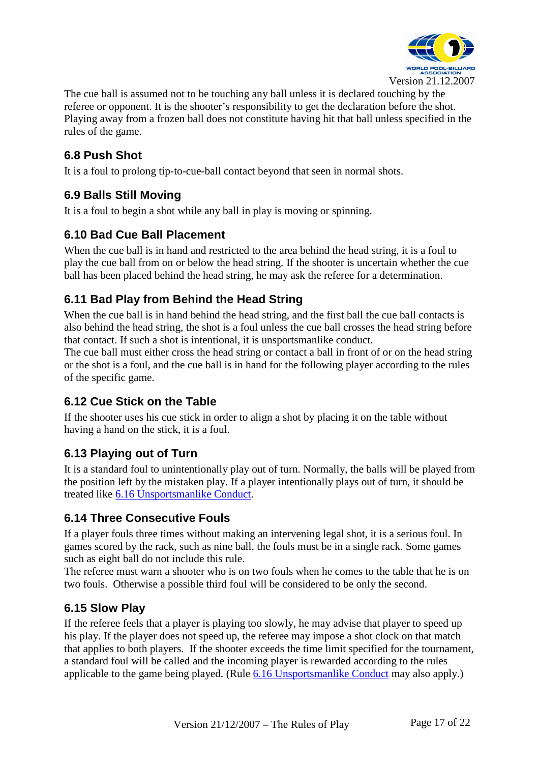The cue ball is assumed not to be touching any ball unless it is declared touching by the referee or opponent. It is the shooter's responsibility to get the declaration before the shot. Playing away from a frozen ball does not constitute having hit that ball unless specified in the rules of the game.

### 6.8 Push Shot

It is a foul to prolong tip-to-cue-ball contact beyond that seen in normal shots.

### 6.9 Balls Still Moving

It is a foul to begin a shot while any ball in play is moving or spinning.

### 6.10 Bad Cue Ball Placement

When the cue ball is in hand and restricted to the area behind the head string, it is a foul to play the cue ball from on or below the head string. If the shooter is uncertain whether the cue ball has been placed behind the head string, he may ask the referee for a determination.

### 6.11 Bad Play from Behind the Head String

When the cue ball is in hand behind the head string, and the first ball the cue ball contacts is also behind the head string, the shot is a foul unless the cue ball crosses the head string before that contact. If such a shot is intentional, it is unsportsmanlike conduct.
The cue ball must either cross the head string or contact a ball in front of or on the head string or the shot is a foul, and the cue ball is in hand for the following player according to the rules of the specific game.

### 6.12 Cue Stick on the Table

If the shooter uses his cue stick in order to align a shot by placing it on the table without having a hand on the stick, it is a foul.

### 6.13 Playing out of Turn

It is a standard foul to unintentionally play out of turn. Normally, the balls will be played from the position left by the mistaken play. If a player intentionally plays out of turn, it should be treated like 6.16 Unsportsmanlike Conduct.

### 6.14 Three Consecutive Fouls

If a player fouls three times without making an intervening legal shot, it is a serious foul. In games scored by the rack, such as nine ball, the fouls must be in a single rack. Some games such as eight ball do not include this rule.
The referee must warn a shooter who is on two fouls when he comes to the table that he is on two fouls. Otherwise a possible third foul will be considered to be only the second.

### 6.15 Slow Play

If the referee feels that a player is playing too slowly, he may advise that player to speed up his play. If the player does not speed up, the referee may impose a shot clock on that match that applies to both players. If the shooter exceeds the time limit specified for the tournament, a standard foul will be called and the incoming player is rewarded according to the rules applicable to the game being played. (Rule 6.16 Unsportsmanlike Conduct may also apply.)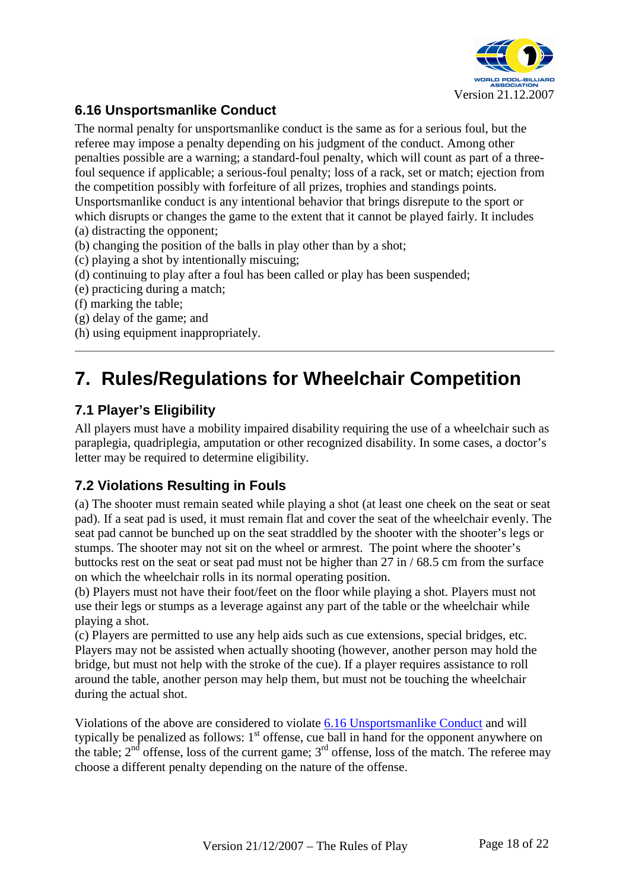### 6.16 Unsportsmanlike Conduct

The normal penalty for unsportsmanlike conduct is the same as for a serious foul, but the referee may impose a penalty depending on his judgment of the conduct. Among other penalties possible are a warning; a standard-foul penalty, which will count as part of a three-foul sequence if applicable; a serious-foul penalty; loss of a rack, set or match; ejection from the competition possibly with forfeiture of all prizes, trophies and standings points. Unsportsmanlike conduct is any intentional behavior that brings disrepute to the sport or which disrupts or changes the game to the extent that it cannot be played fairly. It includes

(a) distracting the opponent;
(b) changing the position of the balls in play other than by a shot;
(c) playing a shot by intentionally miscuing;
(d) continuing to play after a foul has been called or play has been suspended;
(e) practicing during a match;
(f) marking the table;
(g) delay of the game; and
(h) using equipment inappropriately.

---

# 7. Rules/Regulations for Wheelchair Competition

### 7.1 Player's Eligibility

All players must have a mobility impaired disability requiring the use of a wheelchair such as paraplegia, quadriplegia, amputation or other recognized disability. In some cases, a doctor's letter may be required to determine eligibility.

### 7.2 Violations Resulting in Fouls

(a) The shooter must remain seated while playing a shot (at least one cheek on the seat or seat pad). If a seat pad is used, it must remain flat and cover the seat of the wheelchair evenly. The seat pad cannot be bunched up on the seat straddled by the shooter with the shooter's legs or stumps. The shooter may not sit on the wheel or armrest. The point where the shooter's buttocks rest on the seat or seat pad must not be higher than 27 in / 68.5 cm from the surface on which the wheelchair rolls in its normal operating position.
(b) Players must not have their foot/feet on the floor while playing a shot. Players must not use their legs or stumps as a leverage against any part of the table or the wheelchair while playing a shot.
(c) Players are permitted to use any help aids such as cue extensions, special bridges, etc. Players may not be assisted when actually shooting (however, another person may hold the bridge, but must not help with the stroke of the cue). If a player requires assistance to roll around the table, another person may help them, but must not be touching the wheelchair during the actual shot.

Violations of the above are considered to violate 6.16 Unsportsmanlike Conduct and will typically be penalized as follows: 1st offense, cue ball in hand for the opponent anywhere on the table; 2nd offense, loss of the current game; 3rd offense, loss of the match. The referee may choose a different penalty depending on the nature of the offense.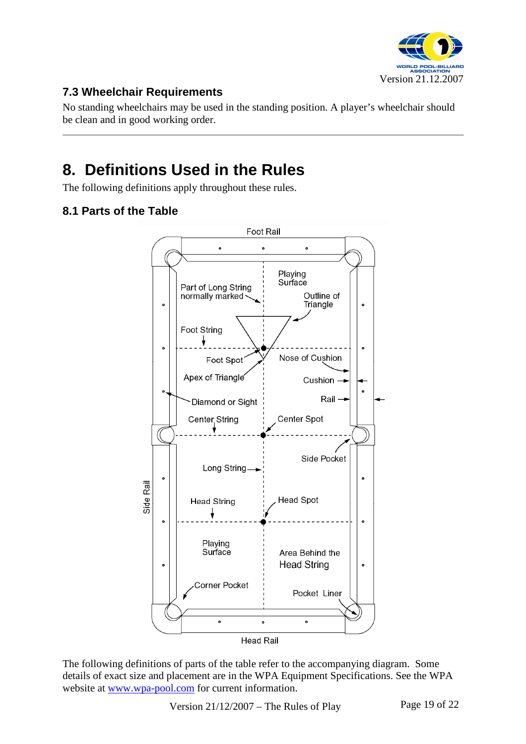### 7.3 Wheelchair Requirements

No standing wheelchairs may be used in the standing position. A player's wheelchair should be clean and in good working order.

---

## 8. Definitions Used in the Rules

The following definitions apply throughout these rules.

### 8.1 Parts of the Table

Foot Rail

Playing Surface

Part of Long String normally marked

Outline of Triangle

Foot String

Foot Spot

Nose of Cushion

Apex of Triangle

Cushion

Rail

Diamond or Sight

Center String

Center Spot

Side Pocket

Long String

Side Rail

Head String

Head Spot

Playing Surface

Area Behind the Head String

Corner Pocket

Pocket Liner

Head Rail

The following definitions of parts of the table refer to the accompanying diagram. Some details of exact size and placement are in the WPA Equipment Specifications. See the WPA website at www.wpa-pool.com for current information.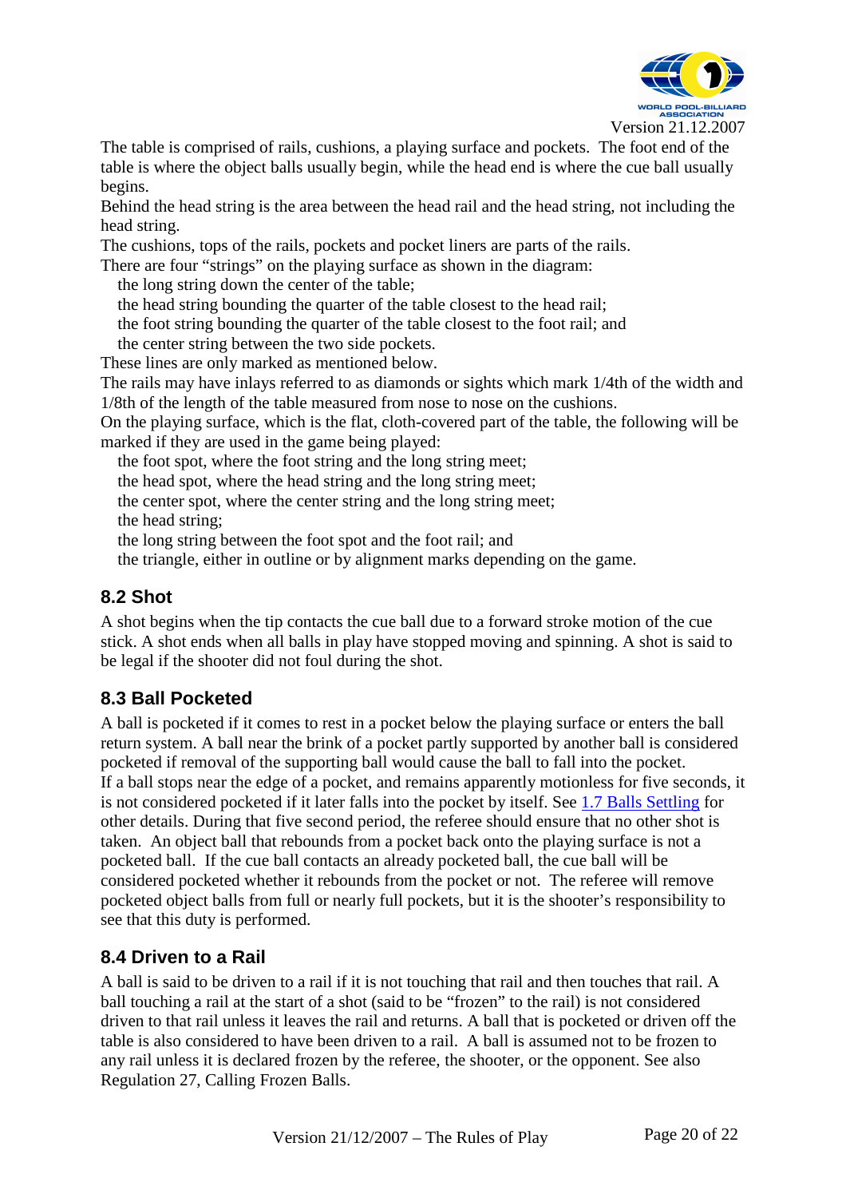The table is comprised of rails, cushions, a playing surface and pockets. The foot end of the table is where the object balls usually begin, while the head end is where the cue ball usually begins.

Behind the head string is the area between the head rail and the head string, not including the head string.

The cushions, tops of the rails, pockets and pocket liners are parts of the rails.

There are four "strings" on the playing surface as shown in the diagram:

the long string down the center of the table;
the head string bounding the quarter of the table closest to the head rail;
the foot string bounding the quarter of the table closest to the foot rail; and
the center string between the two side pockets.

These lines are only marked as mentioned below.

The rails may have inlays referred to as diamonds or sights which mark 1/4th of the width and 1/8th of the length of the table measured from nose to nose on the cushions.

On the playing surface, which is the flat, cloth-covered part of the table, the following will be marked if they are used in the game being played:

the foot spot, where the foot string and the long string meet;
the head spot, where the head string and the long string meet;
the center spot, where the center string and the long string meet;
the head string;
the long string between the foot spot and the foot rail; and
the triangle, either in outline or by alignment marks depending on the game.

## 8.2 Shot

A shot begins when the tip contacts the cue ball due to a forward stroke motion of the cue stick. A shot ends when all balls in play have stopped moving and spinning. A shot is said to be legal if the shooter did not foul during the shot.

## 8.3 Ball Pocketed

A ball is pocketed if it comes to rest in a pocket below the playing surface or enters the ball return system. A ball near the brink of a pocket partly supported by another ball is considered pocketed if removal of the supporting ball would cause the ball to fall into the pocket.

If a ball stops near the edge of a pocket, and remains apparently motionless for five seconds, it is not considered pocketed if it later falls into the pocket by itself. See 1.7 Balls Settling for other details. During that five second period, the referee should ensure that no other shot is taken. An object ball that rebounds from a pocket back onto the playing surface is not a pocketed ball. If the cue ball contacts an already pocketed ball, the cue ball will be considered pocketed whether it rebounds from the pocket or not. The referee will remove pocketed object balls from full or nearly full pockets, but it is the shooter's responsibility to see that this duty is performed.

## 8.4 Driven to a Rail

A ball is said to be driven to a rail if it is not touching that rail and then touches that rail. A ball touching a rail at the start of a shot (said to be "frozen" to the rail) is not considered driven to that rail unless it leaves the rail and returns. A ball that is pocketed or driven off the table is also considered to have been driven to a rail. A ball is assumed not to be frozen to any rail unless it is declared frozen by the referee, the shooter, or the opponent. See also Regulation 27, Calling Frozen Balls.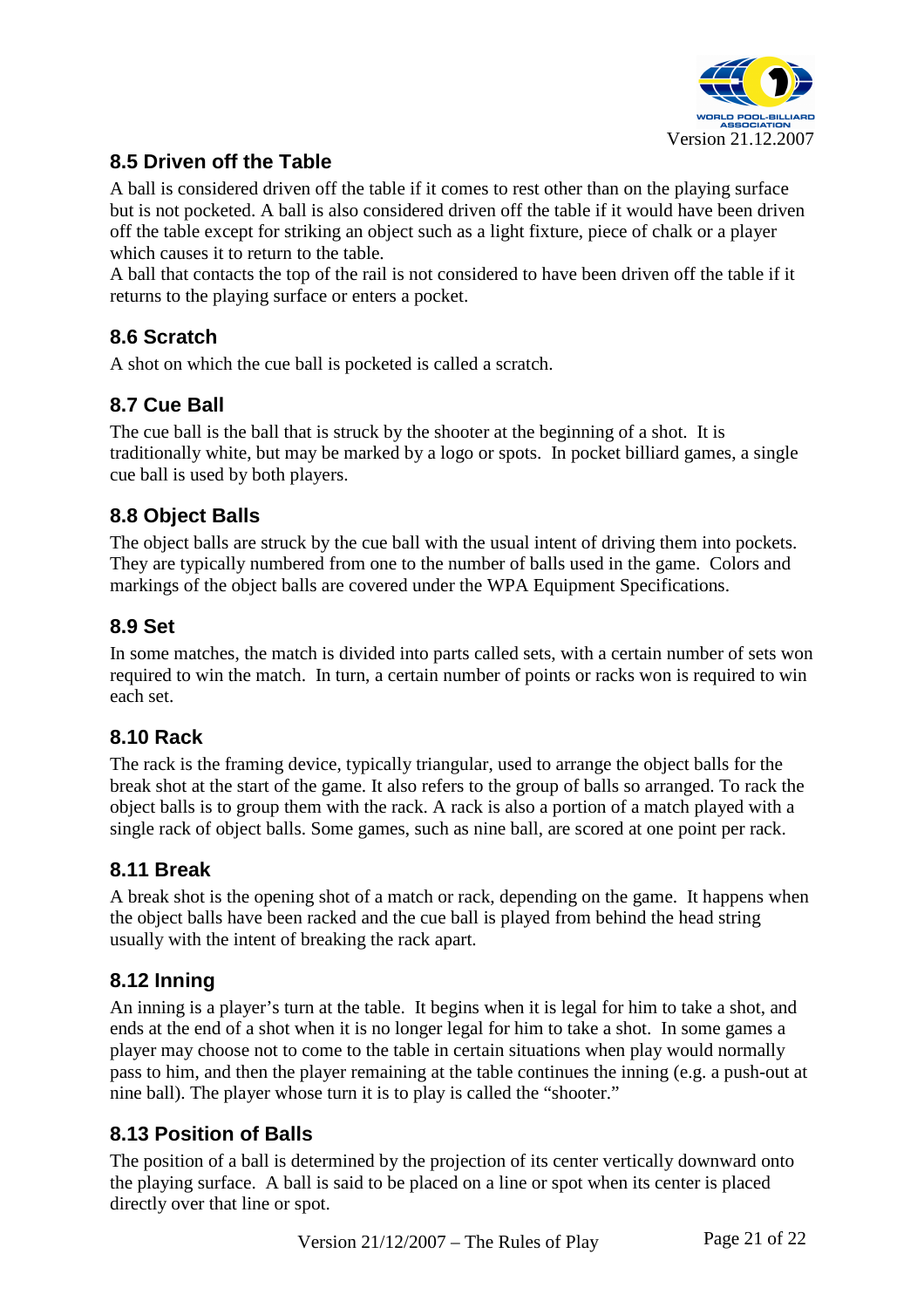## 8.5 Driven off the Table

A ball is considered driven off the table if it comes to rest other than on the playing surface but is not pocketed. A ball is also considered driven off the table if it would have been driven off the table except for striking an object such as a light fixture, piece of chalk or a player which causes it to return to the table.

A ball that contacts the top of the rail is not considered to have been driven off the table if it returns to the playing surface or enters a pocket.

## 8.6 Scratch

A shot on which the cue ball is pocketed is called a scratch.

## 8.7 Cue Ball

The cue ball is the ball that is struck by the shooter at the beginning of a shot. It is traditionally white, but may be marked by a logo or spots. In pocket billiard games, a single cue ball is used by both players.

## 8.8 Object Balls

The object balls are struck by the cue ball with the usual intent of driving them into pockets. They are typically numbered from one to the number of balls used in the game. Colors and markings of the object balls are covered under the WPA Equipment Specifications.

## 8.9 Set

In some matches, the match is divided into parts called sets, with a certain number of sets won required to win the match. In turn, a certain number of points or racks won is required to win each set.

## 8.10 Rack

The rack is the framing device, typically triangular, used to arrange the object balls for the break shot at the start of the game. It also refers to the group of balls so arranged. To rack the object balls is to group them with the rack. A rack is also a portion of a match played with a single rack of object balls. Some games, such as nine ball, are scored at one point per rack.

## 8.11 Break

A break shot is the opening shot of a match or rack, depending on the game. It happens when the object balls have been racked and the cue ball is played from behind the head string usually with the intent of breaking the rack apart.

## 8.12 Inning

An inning is a player's turn at the table. It begins when it is legal for him to take a shot, and ends at the end of a shot when it is no longer legal for him to take a shot. In some games a player may choose not to come to the table in certain situations when play would normally pass to him, and then the player remaining at the table continues the inning (e.g. a push-out at nine ball). The player whose turn it is to play is called the "shooter."

## 8.13 Position of Balls

The position of a ball is determined by the projection of its center vertically downward onto the playing surface. A ball is said to be placed on a line or spot when its center is placed directly over that line or spot.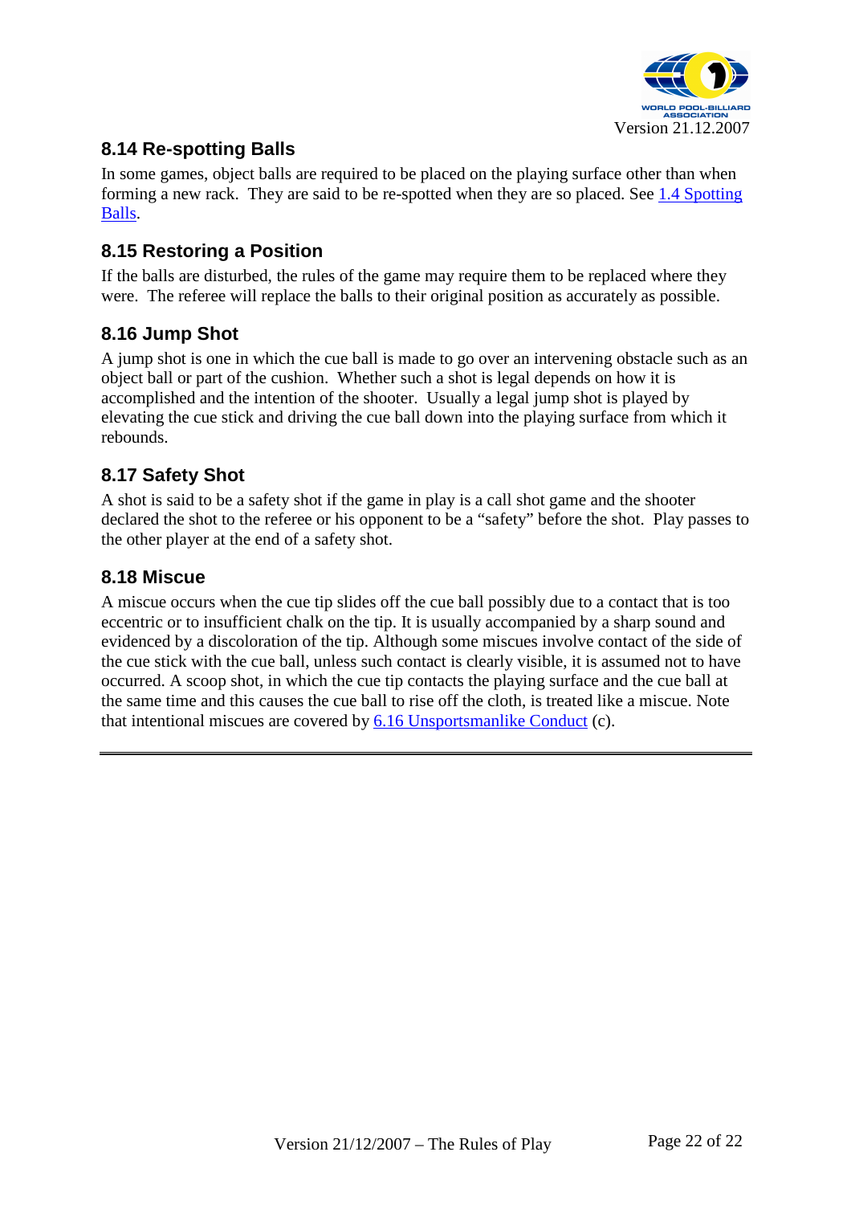## 8.14 Re-spotting Balls

In some games, object balls are required to be placed on the playing surface other than when forming a new rack. They are said to be re-spotted when they are so placed. See 1.4 Spotting Balls.

## 8.15 Restoring a Position

If the balls are disturbed, the rules of the game may require them to be replaced where they were. The referee will replace the balls to their original position as accurately as possible.

## 8.16 Jump Shot

A jump shot is one in which the cue ball is made to go over an intervening obstacle such as an object ball or part of the cushion. Whether such a shot is legal depends on how it is accomplished and the intention of the shooter. Usually a legal jump shot is played by elevating the cue stick and driving the cue ball down into the playing surface from which it rebounds.

## 8.17 Safety Shot

A shot is said to be a safety shot if the game in play is a call shot game and the shooter declared the shot to the referee or his opponent to be a "safety" before the shot. Play passes to the other player at the end of a safety shot.

## 8.18 Miscue

A miscue occurs when the cue tip slides off the cue ball possibly due to a contact that is too eccentric or to insufficient chalk on the tip. It is usually accompanied by a sharp sound and evidenced by a discoloration of the tip. Although some miscues involve contact of the side of the cue stick with the cue ball, unless such contact is clearly visible, it is assumed not to have occurred. A scoop shot, in which the cue tip contacts the playing surface and the cue ball at the same time and this causes the cue ball to rise off the cloth, is treated like a miscue. Note that intentional miscues are covered by 6.16 Unsportsmanlike Conduct (c).